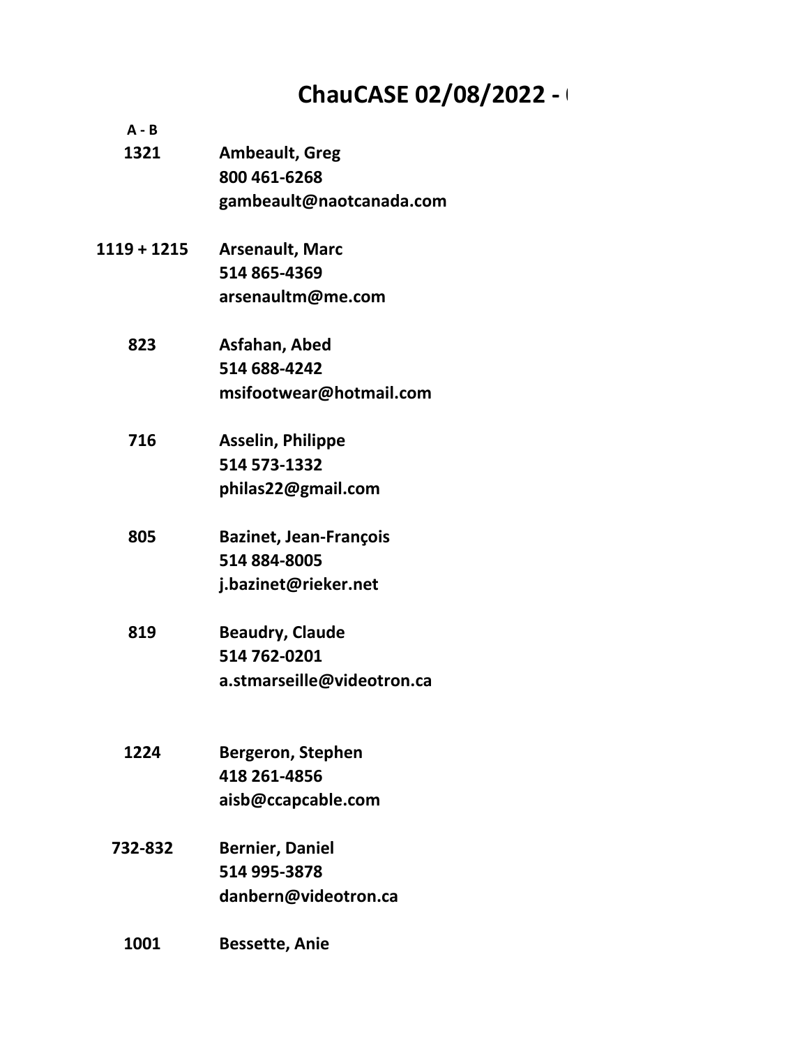# ChauCASE 02/08/2022 -

**A - B**

| | |
|---|---|
| **1321** | **Ambeault, Greg**<br>**800 461-6268**<br>**gambeault@naotcanada.com** |
| **1119 + 1215** | **Arsenault, Marc**<br>**514 865-4369**<br>**arsenaultm@me.com** |
| **823** | **Asfahan, Abed**<br>**514 688-4242**<br>**msifootwear@hotmail.com** |
| **716** | **Asselin, Philippe**<br>**514 573-1332**<br>**philas22@gmail.com** |
| **805** | **Bazinet, Jean-François**<br>**514 884-8005**<br>**j.bazinet@rieker.net** |
| **819** | **Beaudry, Claude**<br>**514 762-0201**<br>**a.stmarseille@videotron.ca** |
| **1224** | **Bergeron, Stephen**<br>**418 261-4856**<br>**aisb@ccapcable.com** |
| **732-832** | **Bernier, Daniel**<br>**514 995-3878**<br>**danbern@videotron.ca** |
| **1001** | **Bessette, Anie** |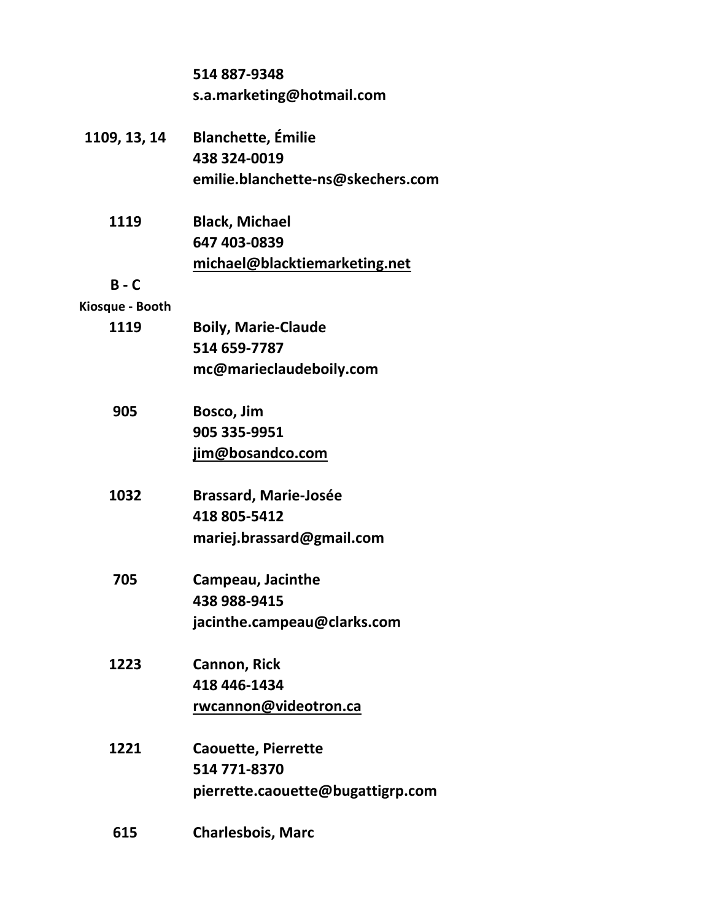514 887-9348
s.a.marketing@hotmail.com

**1109, 13, 14** **Blanchette, Émilie**
438 324-0019
emilie.blanchette-ns@skechers.com

**1119** **Black, Michael**
647 403-0839
michael@blacktiemarketing.net

**B - C**
**Kiosque - Booth**

**1119** **Boily, Marie-Claude**
514 659-7787
mc@marieclaudeboily.com

**905** **Bosco, Jim**
905 335-9951
jim@bosandco.com

**1032** **Brassard, Marie-Josée**
418 805-5412
mariej.brassard@gmail.com

**705** **Campeau, Jacinthe**
438 988-9415
jacinthe.campeau@clarks.com

**1223** **Cannon, Rick**
418 446-1434
rwcannon@videotron.ca

**1221** **Caouette, Pierrette**
514 771-8370
pierrette.caouette@bugattigrp.com

**615** **Charlesbois, Marc**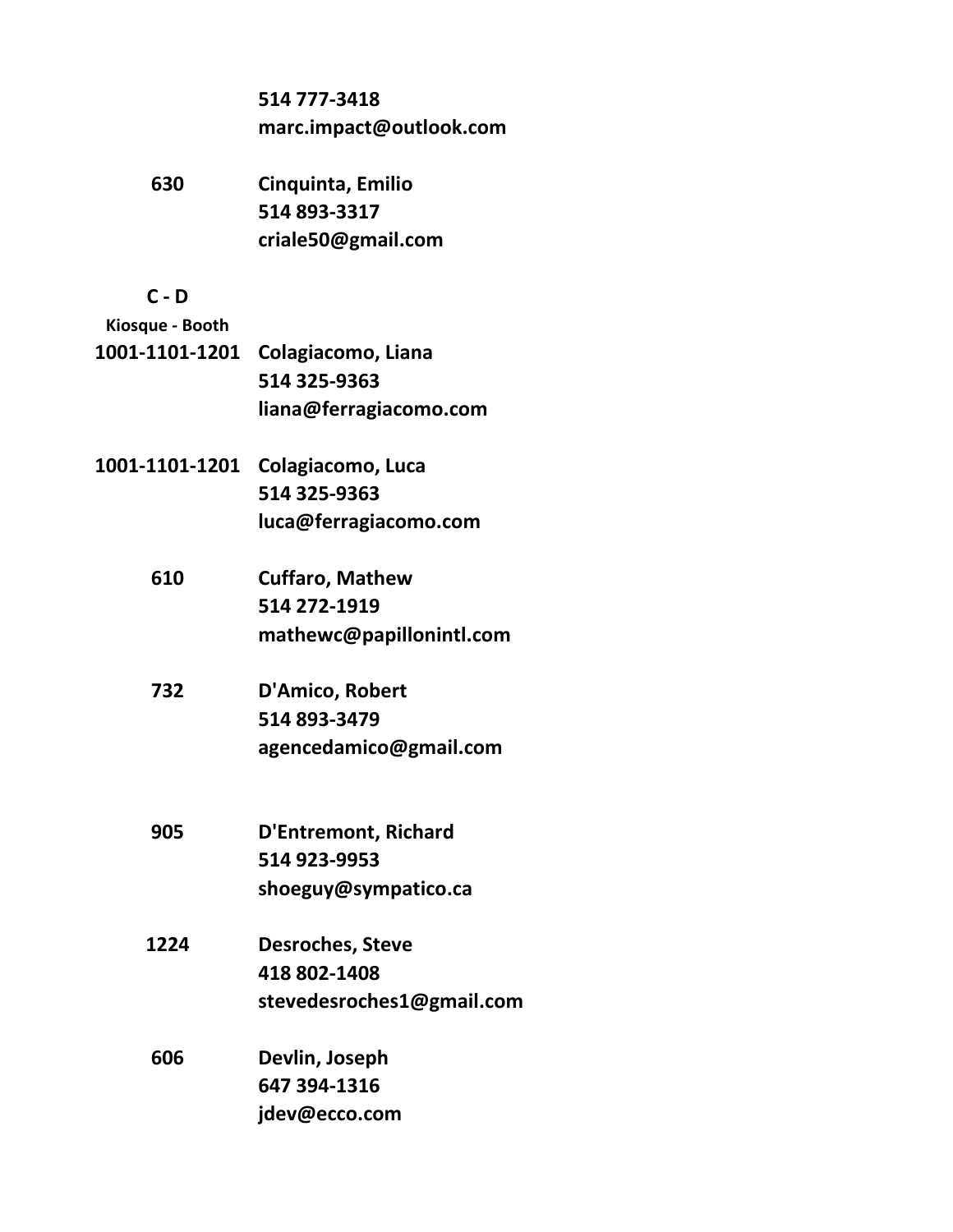**514 777-3418**
**marc.impact@outlook.com**

**630** **Cinquinta, Emilio**
**514 893-3317**
**criale50@gmail.com**

**C - D**

**Kiosque - Booth**

**1001-1101-1201** **Colagiacomo, Liana**
**514 325-9363**
**liana@ferragiacomo.com**

**1001-1101-1201** **Colagiacomo, Luca**
**514 325-9363**
**luca@ferragiacomo.com**

**610** **Cuffaro, Mathew**
**514 272-1919**
**mathewc@papillonintl.com**

**732** **D'Amico, Robert**
**514 893-3479**
**agencedamico@gmail.com**

**905** **D'Entremont, Richard**
**514 923-9953**
**shoeguy@sympatico.ca**

**1224** **Desroches, Steve**
**418 802-1408**
**stevedesroches1@gmail.com**

**606** **Devlin, Joseph**
**647 394-1316**
**jdev@ecco.com**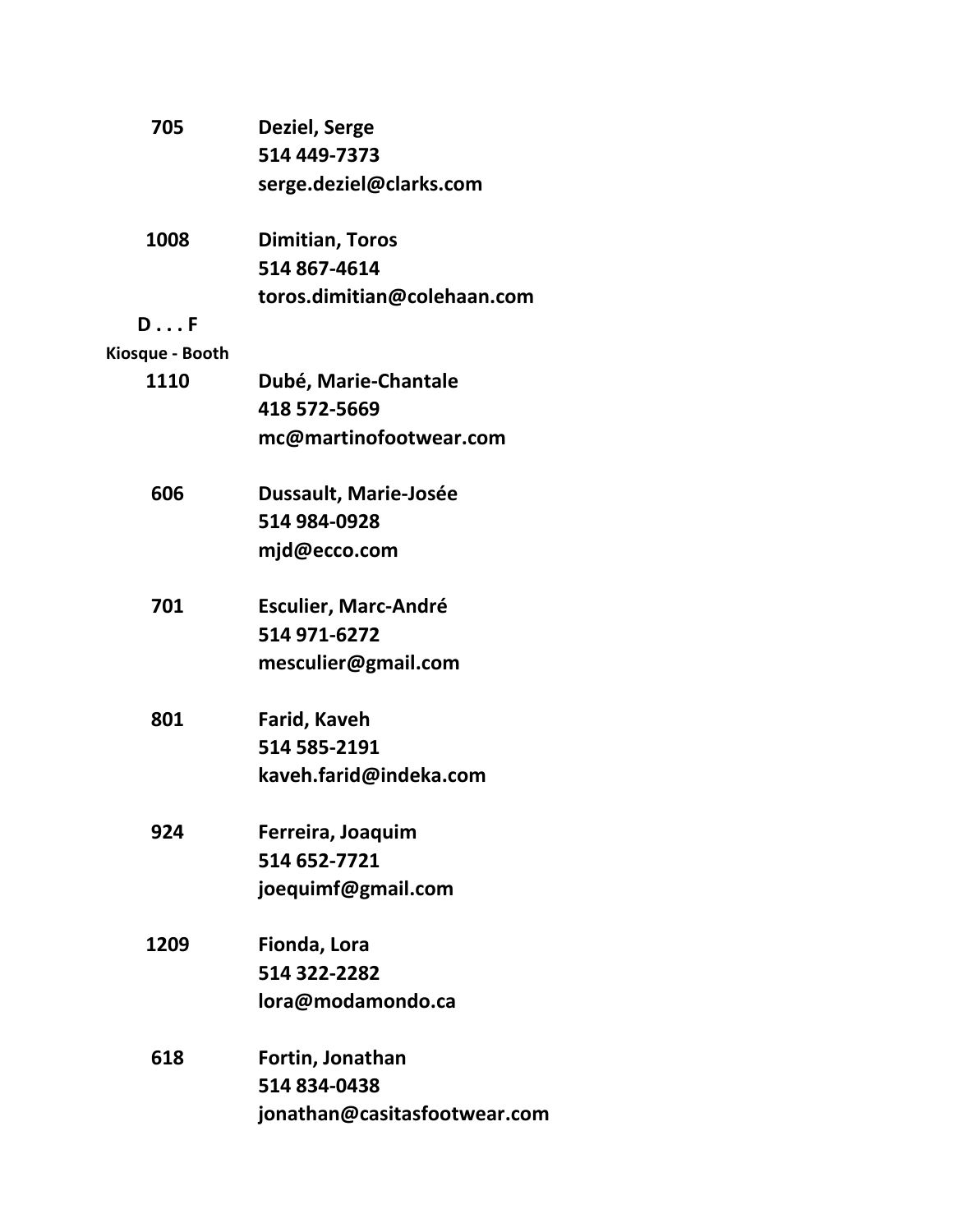**705** **Deziel, Serge**
**514 449-7373**
**serge.deziel@clarks.com**

**1008** **Dimitian, Toros**
**514 867-4614**
**toros.dimitian@colehaan.com**

**D . . . F**

**Kiosque - Booth**

**1110** **Dubé, Marie-Chantale**
**418 572-5669**
**mc@martinofootwear.com**

**606** **Dussault, Marie-Josée**
**514 984-0928**
**mjd@ecco.com**

**701** **Esculier, Marc-André**
**514 971-6272**
**mesculier@gmail.com**

**801** **Farid, Kaveh**
**514 585-2191**
**kaveh.farid@indeka.com**

**924** **Ferreira, Joaquim**
**514 652-7721**
**joequimf@gmail.com**

**1209** **Fionda, Lora**
**514 322-2282**
**lora@modamondo.ca**

**618** **Fortin, Jonathan**
**514 834-0438**
**jonathan@casitasfootwear.com**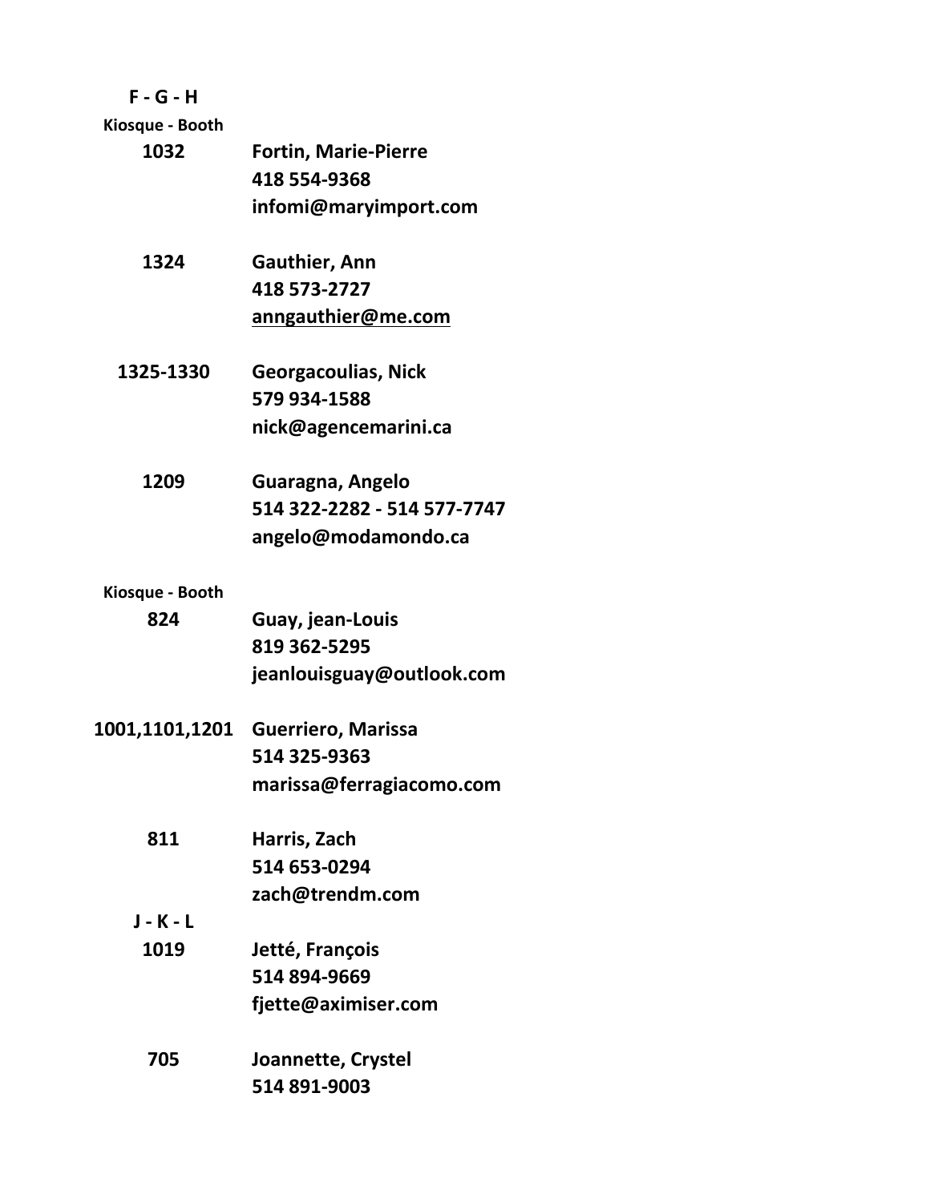**F - G - H**

**Kiosque - Booth**

| | |
|---|---|
| **1032** | **Fortin, Marie-Pierre**<br>**418 554-9368**<br>**infomi@maryimport.com** |
| **1324** | **Gauthier, Ann**<br>**418 573-2727**<br>**anngauthier@me.com** |
| **1325-1330** | **Georgacoulias, Nick**<br>**579 934-1588**<br>**nick@agencemarini.ca** |
| **1209** | **Guaragna, Angelo**<br>**514 322-2282 - 514 577-7747**<br>**angelo@modamondo.ca** |

**Kiosque - Booth**

| | |
|---|---|
| **824** | **Guay, jean-Louis**<br>**819 362-5295**<br>**jeanlouisguay@outlook.com** |
| **1001,1101,1201** | **Guerriero, Marissa**<br>**514 325-9363**<br>**marissa@ferragiacomo.com** |
| **811** | **Harris, Zach**<br>**514 653-0294**<br>**zach@trendm.com** |

**J - K - L**

| | |
|---|---|
| **1019** | **Jetté, François**<br>**514 894-9669**<br>**fjette@aximiser.com** |
| **705** | **Joannette, Crystel**<br>**514 891-9003** |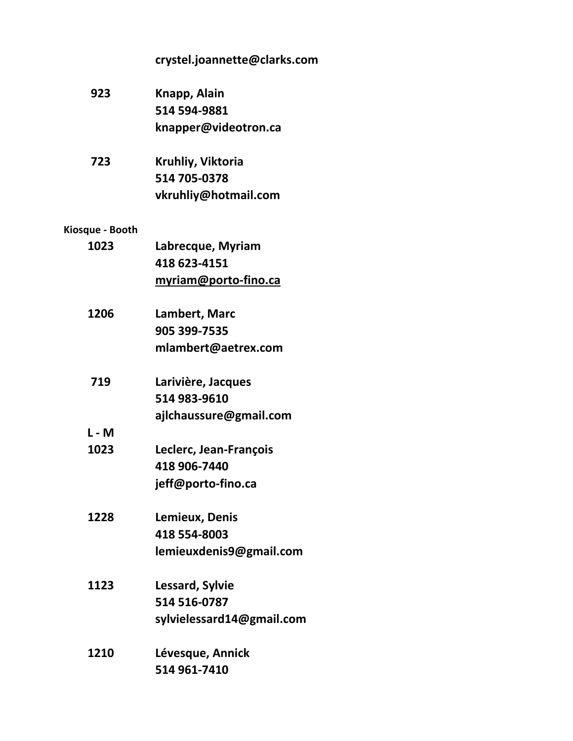**crystel.joannette@clarks.com**

| | |
|---|---|
| **923** | **Knapp, Alain**<br>**514 594-9881**<br>**knapper@videotron.ca** |
| **723** | **Kruhliy, Viktoria**<br>**514 705-0378**<br>**vkruhliy@hotmail.com** |

**Kiosque - Booth**

| | |
|---|---|
| **1023** | **Labrecque, Myriam**<br>**418 623-4151**<br>**myriam@porto-fino.ca** |
| **1206** | **Lambert, Marc**<br>**905 399-7535**<br>**mlambert@aetrex.com** |
| **719** | **Larivière, Jacques**<br>**514 983-9610**<br>**ajlchaussure@gmail.com** |

**L - M**

| | |
|---|---|
| **1023** | **Leclerc, Jean-François**<br>**418 906-7440**<br>**jeff@porto-fino.ca** |
| **1228** | **Lemieux, Denis**<br>**418 554-8003**<br>**lemieuxdenis9@gmail.com** |
| **1123** | **Lessard, Sylvie**<br>**514 516-0787**<br>**sylvielessard14@gmail.com** |
| **1210** | **Lévesque, Annick**<br>**514 961-7410** |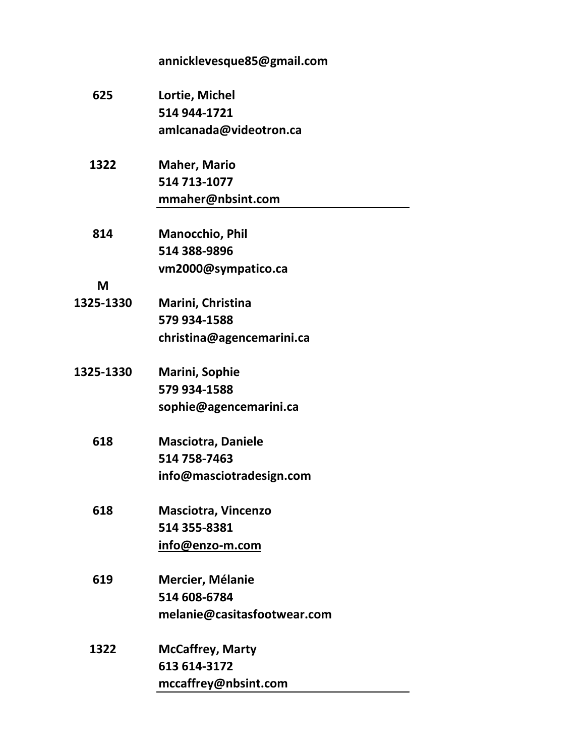annicklevesque85@gmail.com

**625** **Lortie, Michel**
**514 944-1721**
**amlcanada@videotron.ca**

**1322** **Maher, Mario**
**514 713-1077**
**mmaher@nbsint.com**

---

**814** **Manocchio, Phil**
**514 388-9896**
**vm2000@sympatico.ca**

**M**

**1325-1330** **Marini, Christina**
**579 934-1588**
**christina@agencemarini.ca**

**1325-1330** **Marini, Sophie**
**579 934-1588**
**sophie@agencemarini.ca**

**618** **Masciotra, Daniele**
**514 758-7463**
**info@masciotradesign.com**

**618** **Masciotra, Vincenzo**
**514 355-8381**
**info@enzo-m.com**

**619** **Mercier, Mélanie**
**514 608-6784**
**melanie@casitasfootwear.com**

**1322** **McCaffrey, Marty**
**613 614-3172**
**mccaffrey@nbsint.com**

---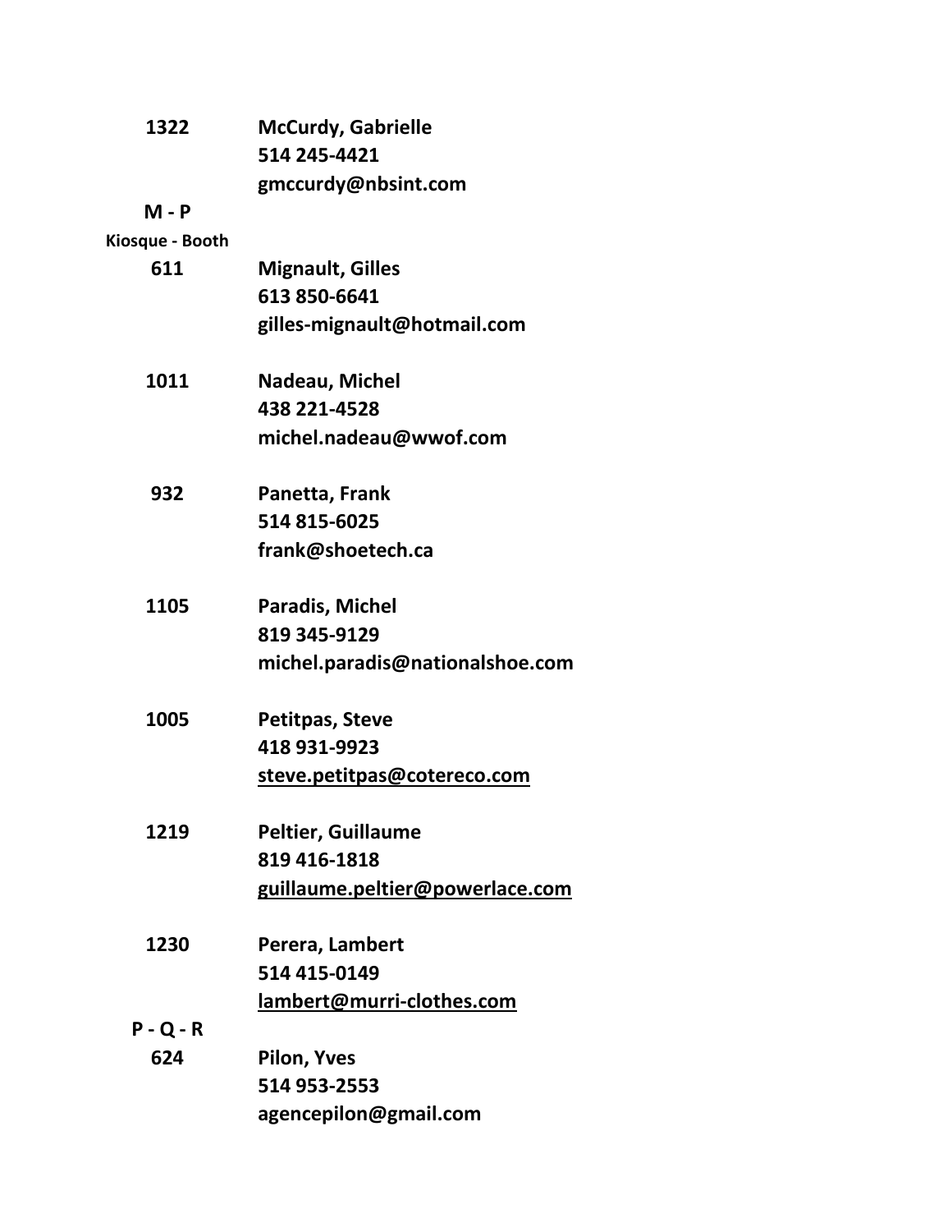**1322** **McCurdy, Gabrielle**
**514 245-4421**
**gmccurdy@nbsint.com**

**M - P**

**Kiosque - Booth**

**611** **Mignault, Gilles**
**613 850-6641**
**gilles-mignault@hotmail.com**

**1011** **Nadeau, Michel**
**438 221-4528**
**michel.nadeau@wwof.com**

**932** **Panetta, Frank**
**514 815-6025**
**frank@shoetech.ca**

**1105** **Paradis, Michel**
**819 345-9129**
**michel.paradis@nationalshoe.com**

**1005** **Petitpas, Steve**
**418 931-9923**
**steve.petitpas@cotereco.com**

**1219** **Peltier, Guillaume**
**819 416-1818**
**guillaume.peltier@powerlace.com**

**1230** **Perera, Lambert**
**514 415-0149**
**lambert@murri-clothes.com**

**P - Q - R**

**624** **Pilon, Yves**
**514 953-2553**
**agencepilon@gmail.com**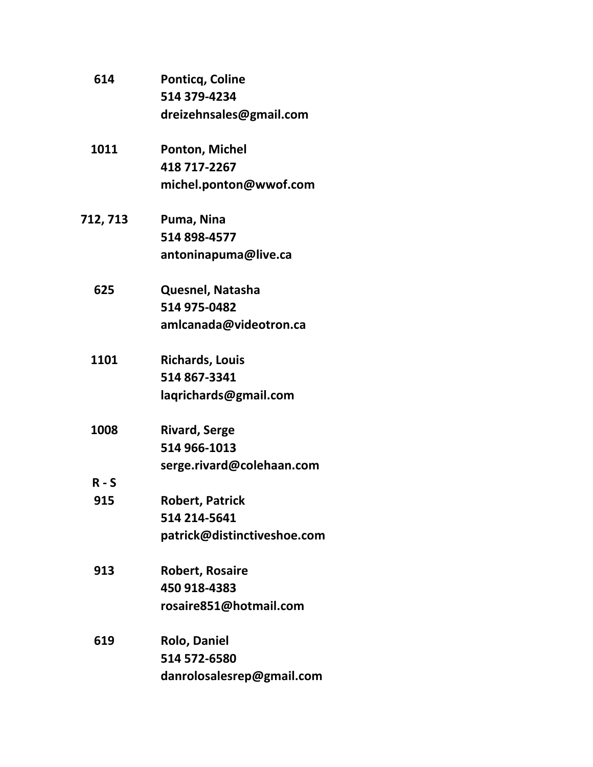| | |
|---|---|
| **614** | **Ponticq, Coline**<br>**514 379-4234**<br>**dreizehnsales@gmail.com** |
| **1011** | **Ponton, Michel**<br>**418 717-2267**<br>**michel.ponton@wwof.com** |
| **712, 713** | **Puma, Nina**<br>**514 898-4577**<br>**antoninapuma@live.ca** |
| **625** | **Quesnel, Natasha**<br>**514 975-0482**<br>**amlcanada@videotron.ca** |
| **1101** | **Richards, Louis**<br>**514 867-3341**<br>**laqrichards@gmail.com** |
| **1008** | **Rivard, Serge**<br>**514 966-1013**<br>**serge.rivard@colehaan.com** |
| **R - S** | |
| **915** | **Robert, Patrick**<br>**514 214-5641**<br>**patrick@distinctiveshoe.com** |
| **913** | **Robert, Rosaire**<br>**450 918-4383**<br>**rosaire851@hotmail.com** |
| **619** | **Rolo, Daniel**<br>**514 572-6580**<br>**danrolosalesrep@gmail.com** |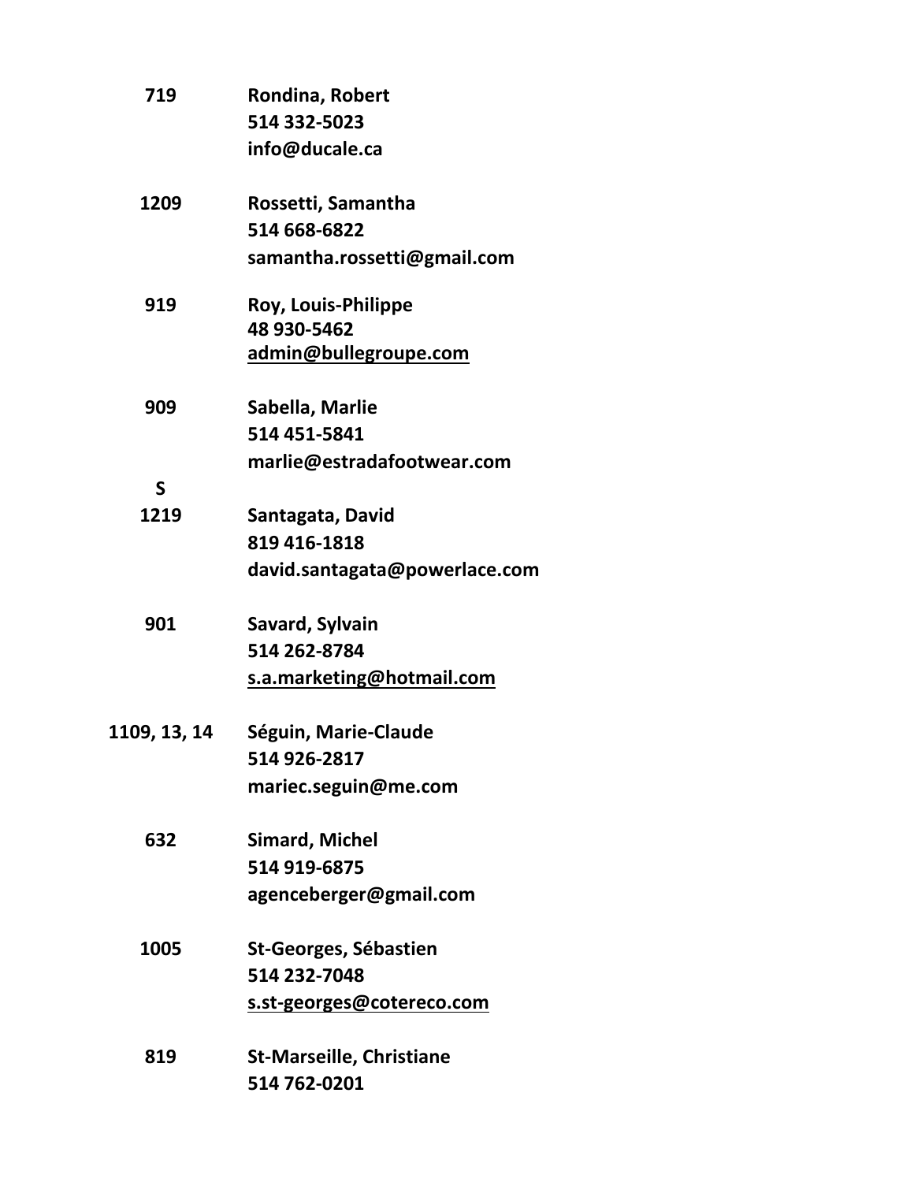| | |
|---|---|
| **719** | **Rondina, Robert**<br>**514 332-5023**<br>**info@ducale.ca** |
| **1209** | **Rossetti, Samantha**<br>**514 668-6822**<br>**samantha.rossetti@gmail.com** |
| **919** | **Roy, Louis-Philippe**<br>**48 930-5462**<br>**admin@bullegroupe.com** |
| **909** | **Sabella, Marlie**<br>**514 451-5841**<br>**marlie@estradafootwear.com** |
| **S** | |
| **1219** | **Santagata, David**<br>**819 416-1818**<br>**david.santagata@powerlace.com** |
| **901** | **Savard, Sylvain**<br>**514 262-8784**<br>**s.a.marketing@hotmail.com** |
| **1109, 13, 14** | **Séguin, Marie-Claude**<br>**514 926-2817**<br>**mariec.seguin@me.com** |
| **632** | **Simard, Michel**<br>**514 919-6875**<br>**agenceberger@gmail.com** |
| **1005** | **St-Georges, Sébastien**<br>**514 232-7048**<br>**s.st-georges@cotereco.com** |
| **819** | **St-Marseille, Christiane**<br>**514 762-0201** |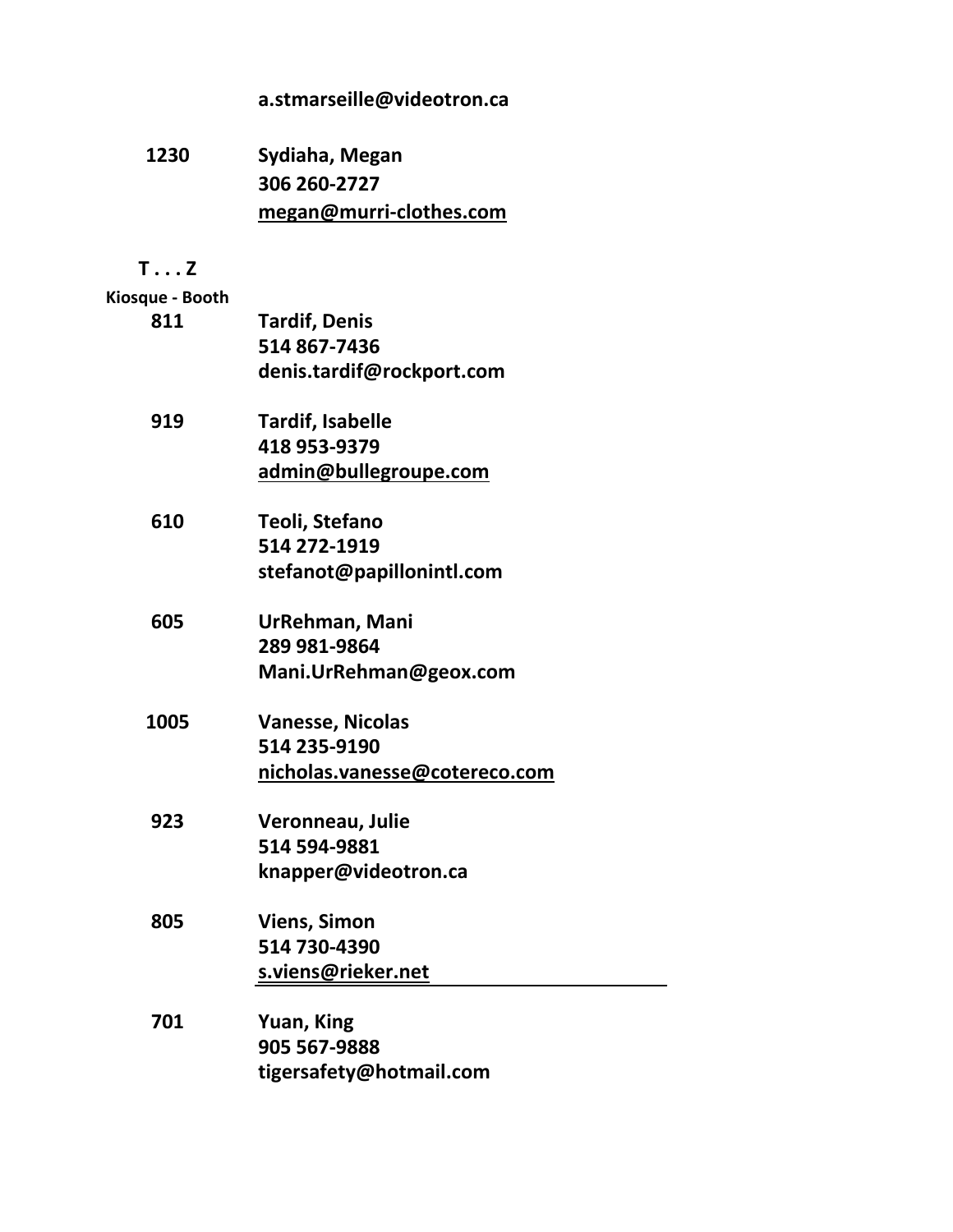**a.stmarseille@videotron.ca**

**1230** **Sydiaha, Megan**
**306 260-2727**
**megan@murri-clothes.com**

**T . . . Z**

**Kiosque - Booth**

**811** **Tardif, Denis**
**514 867-7436**
**denis.tardif@rockport.com**

**919** **Tardif, Isabelle**
**418 953-9379**
**admin@bullegroupe.com**

**610** **Teoli, Stefano**
**514 272-1919**
**stefanot@papillonintl.com**

**605** **UrRehman, Mani**
**289 981-9864**
**Mani.UrRehman@geox.com**

**1005** **Vanesse, Nicolas**
**514 235-9190**
**nicholas.vanesse@cotereco.com**

**923** **Veronneau, Julie**
**514 594-9881**
**knapper@videotron.ca**

**805** **Viens, Simon**
**514 730-4390**
**s.viens@rieker.net**

**701** **Yuan, King**
**905 567-9888**
**tigersafety@hotmail.com**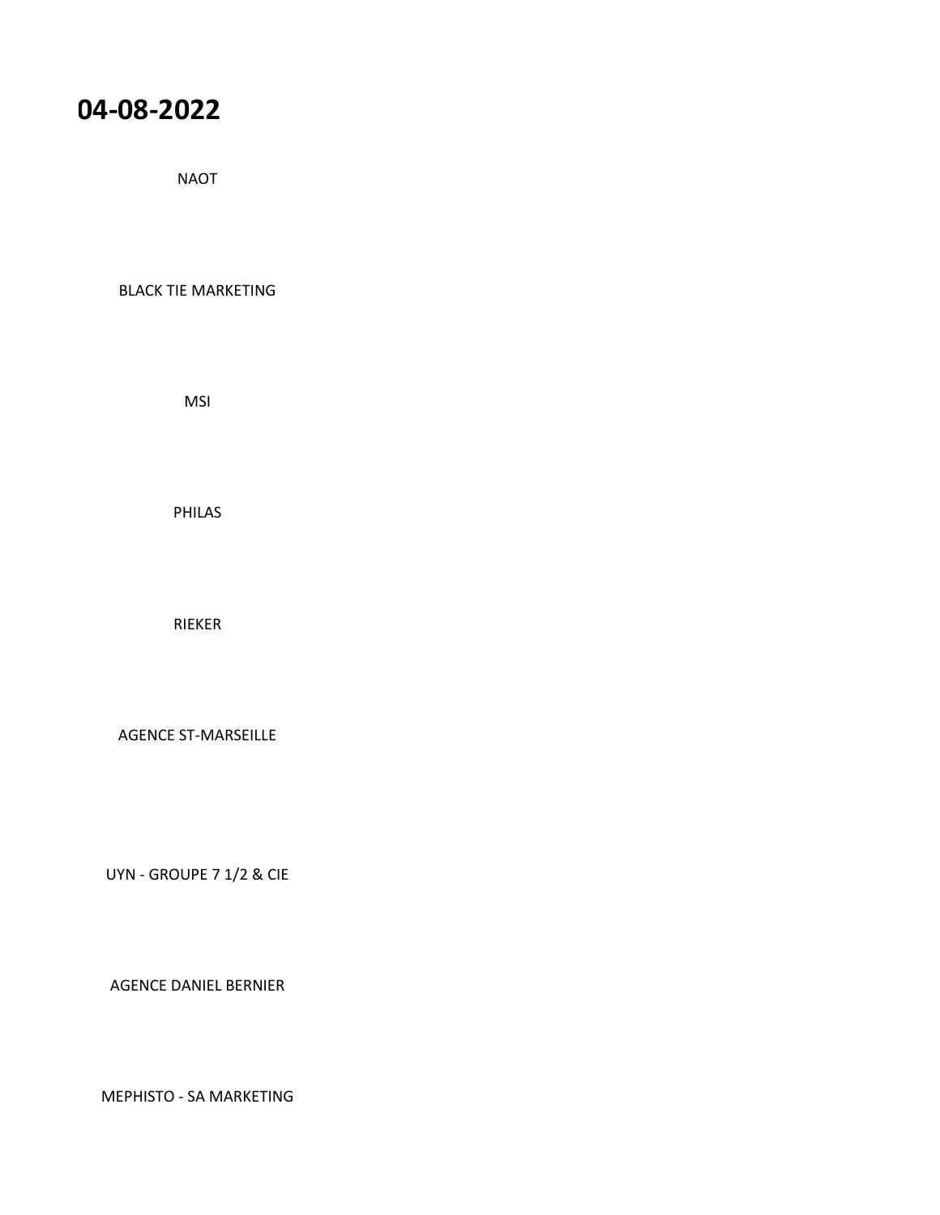# 04-08-2022

NAOT

BLACK TIE MARKETING

MSI

PHILAS

RIEKER

AGENCE ST-MARSEILLE

UYN - GROUPE 7 1/2 & CIE

AGENCE DANIEL BERNIER

MEPHISTO - SA MARKETING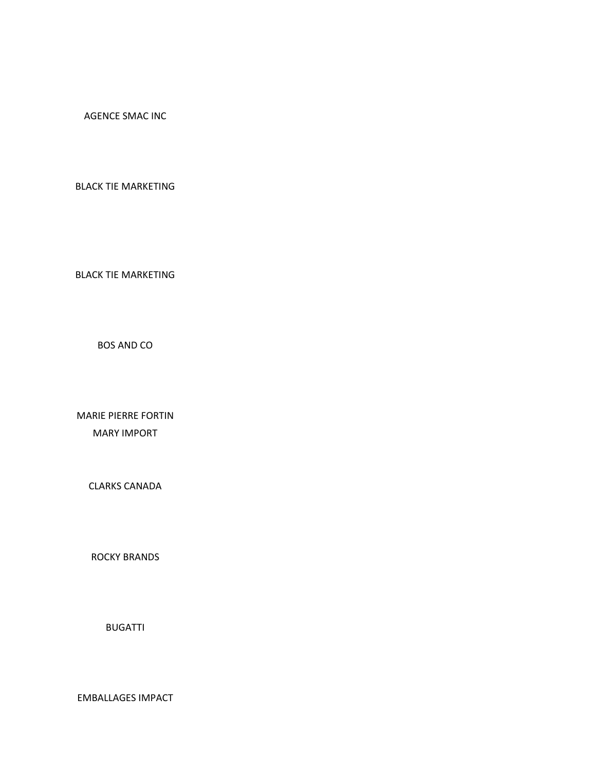AGENCE SMAC INC

BLACK TIE MARKETING

BLACK TIE MARKETING

BOS AND CO

MARIE PIERRE FORTIN
MARY IMPORT

CLARKS CANADA

ROCKY BRANDS

BUGATTI

EMBALLAGES IMPACT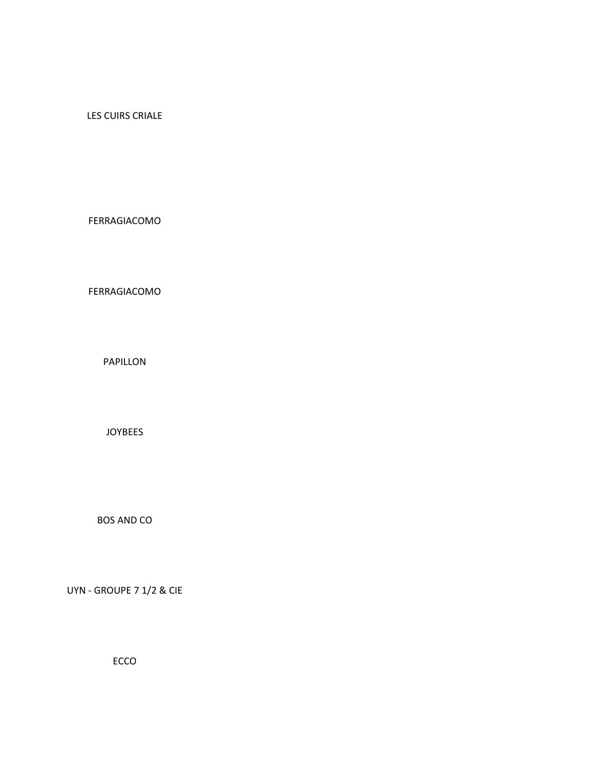LES CUIRS CRIALE

FERRAGIACOMO

FERRAGIACOMO

PAPILLON

JOYBEES

BOS AND CO

UYN - GROUPE 7 1/2 & CIE

ECCO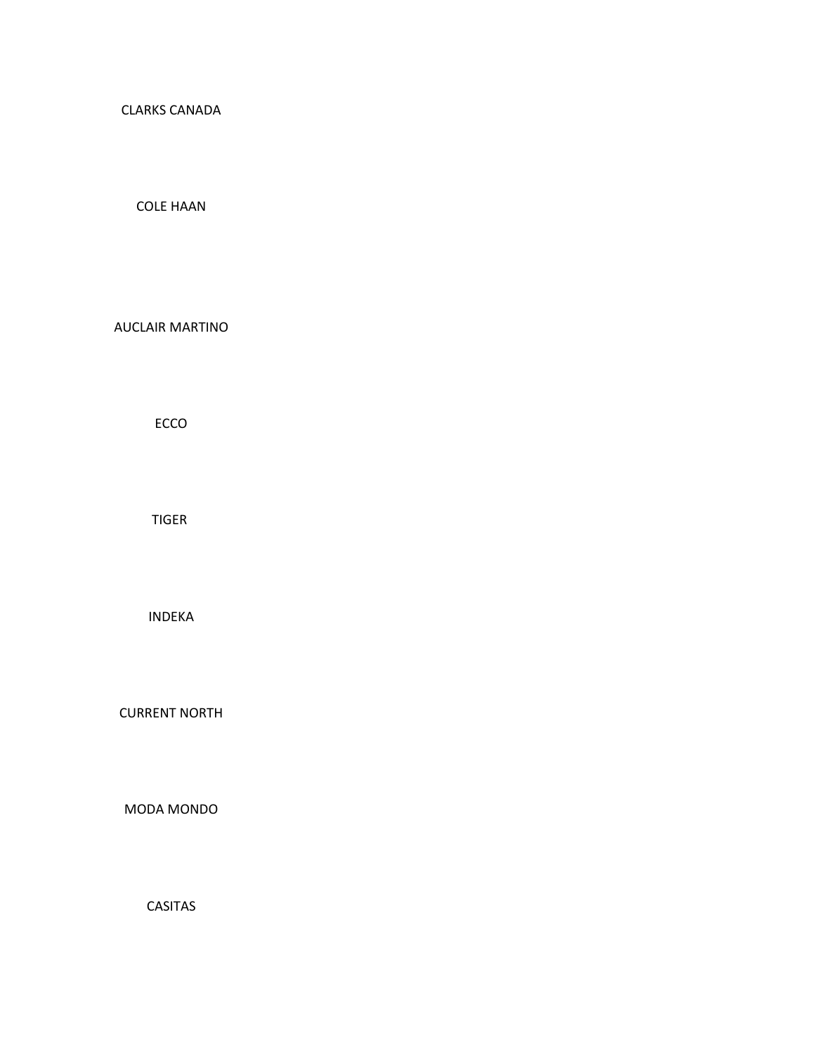CLARKS CANADA

COLE HAAN

AUCLAIR MARTINO

ECCO

TIGER

INDEKA

CURRENT NORTH

MODA MONDO

CASITAS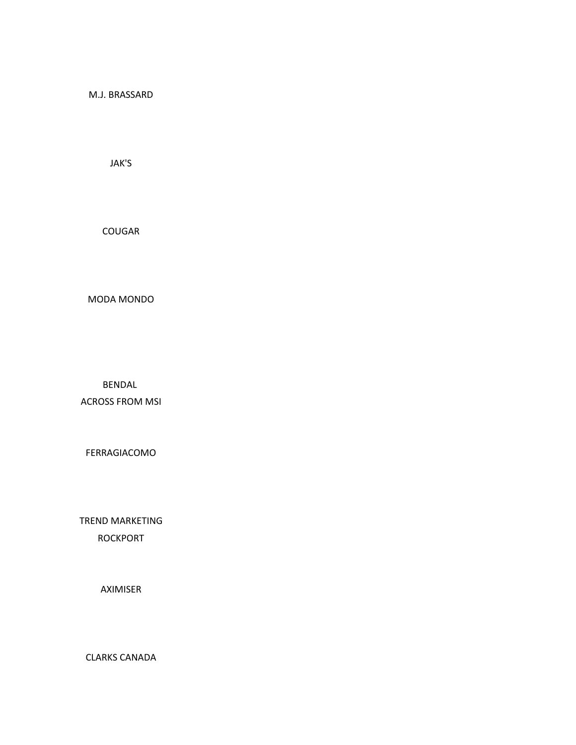M.J. BRASSARD

JAK'S

COUGAR

MODA MONDO

BENDAL
ACROSS FROM MSI

FERRAGIACOMO

TREND MARKETING
ROCKPORT

AXIMISER

CLARKS CANADA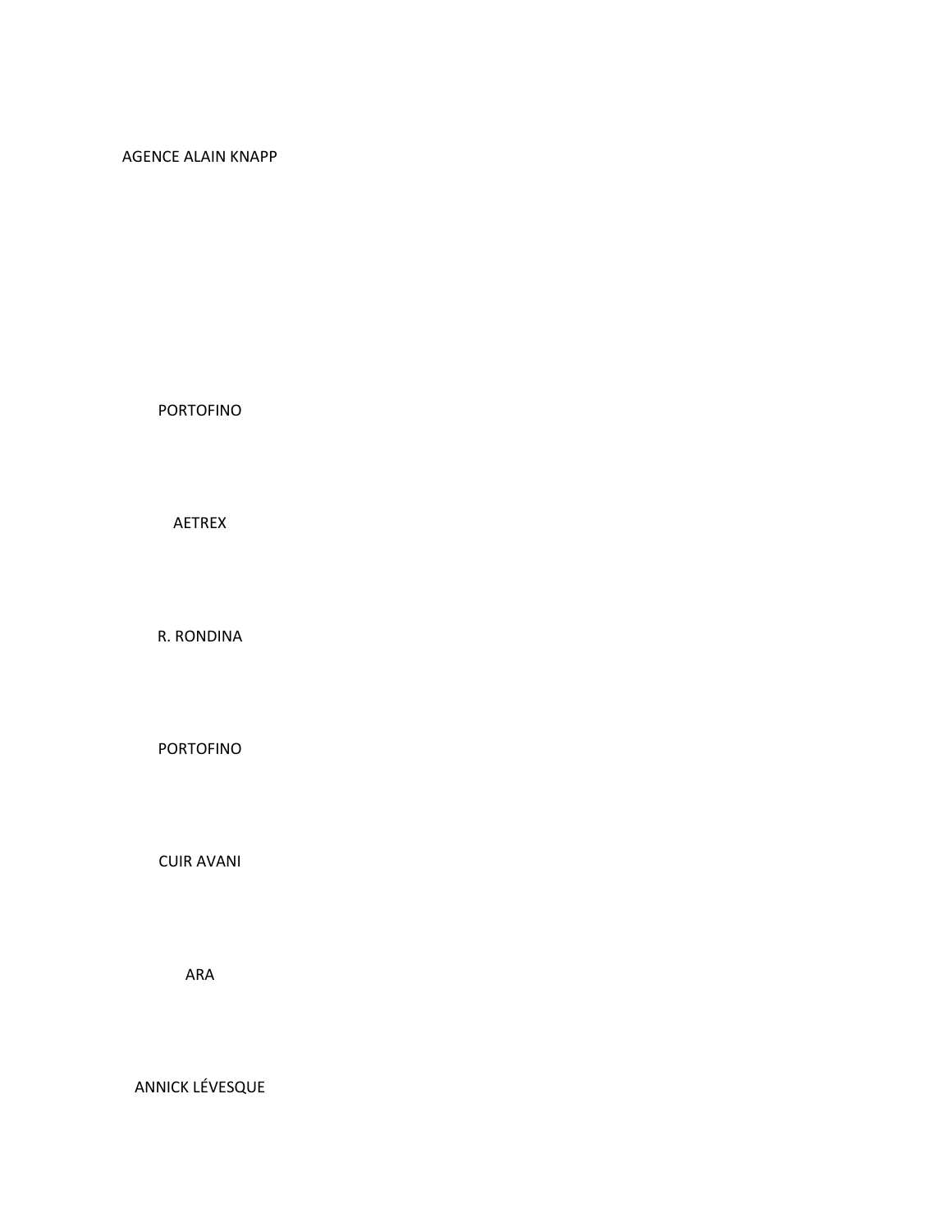AGENCE ALAIN KNAPP

PORTOFINO

AETREX

R. RONDINA

PORTOFINO

CUIR AVANI

ARA

ANNICK LÉVESQUE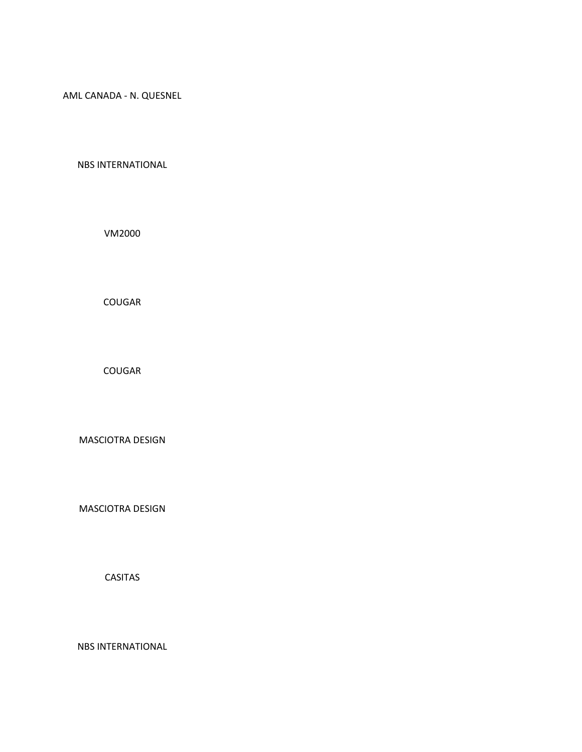AML CANADA - N. QUESNEL

NBS INTERNATIONAL

VM2000

COUGAR

COUGAR

MASCIOTRA DESIGN

MASCIOTRA DESIGN

CASITAS

NBS INTERNATIONAL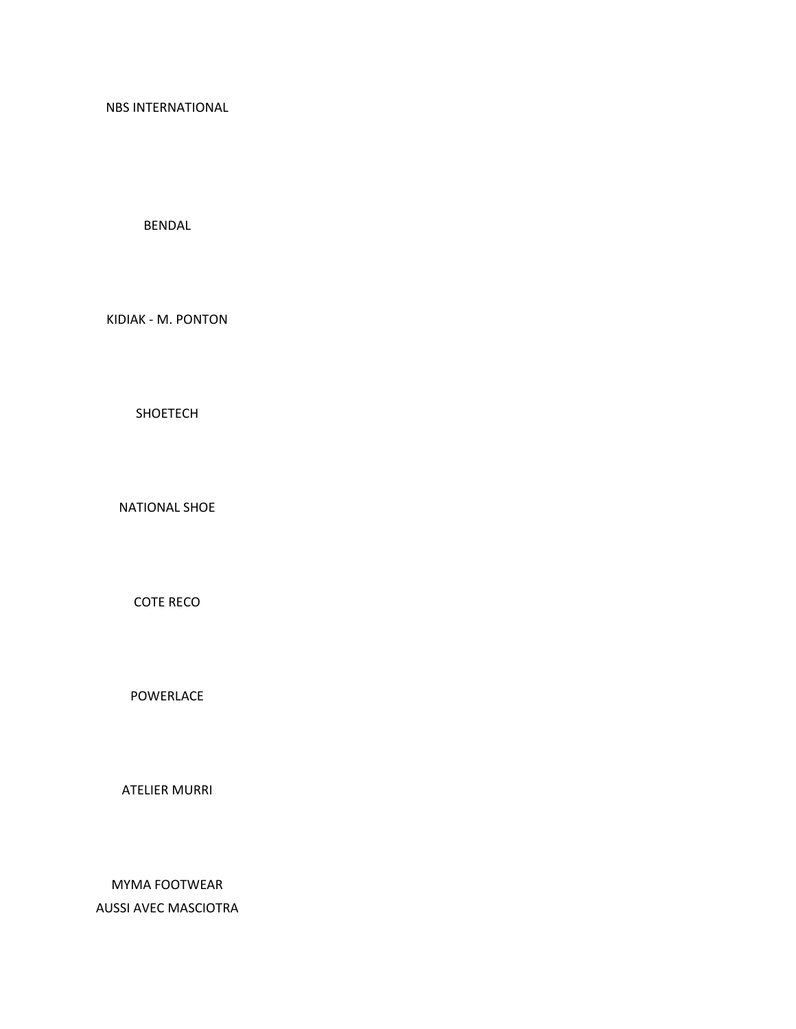NBS INTERNATIONAL

BENDAL

KIDIAK - M. PONTON

SHOETECH

NATIONAL SHOE

COTE RECO

POWERLACE

ATELIER MURRI

MYMA FOOTWEAR
AUSSI AVEC MASCIOTRA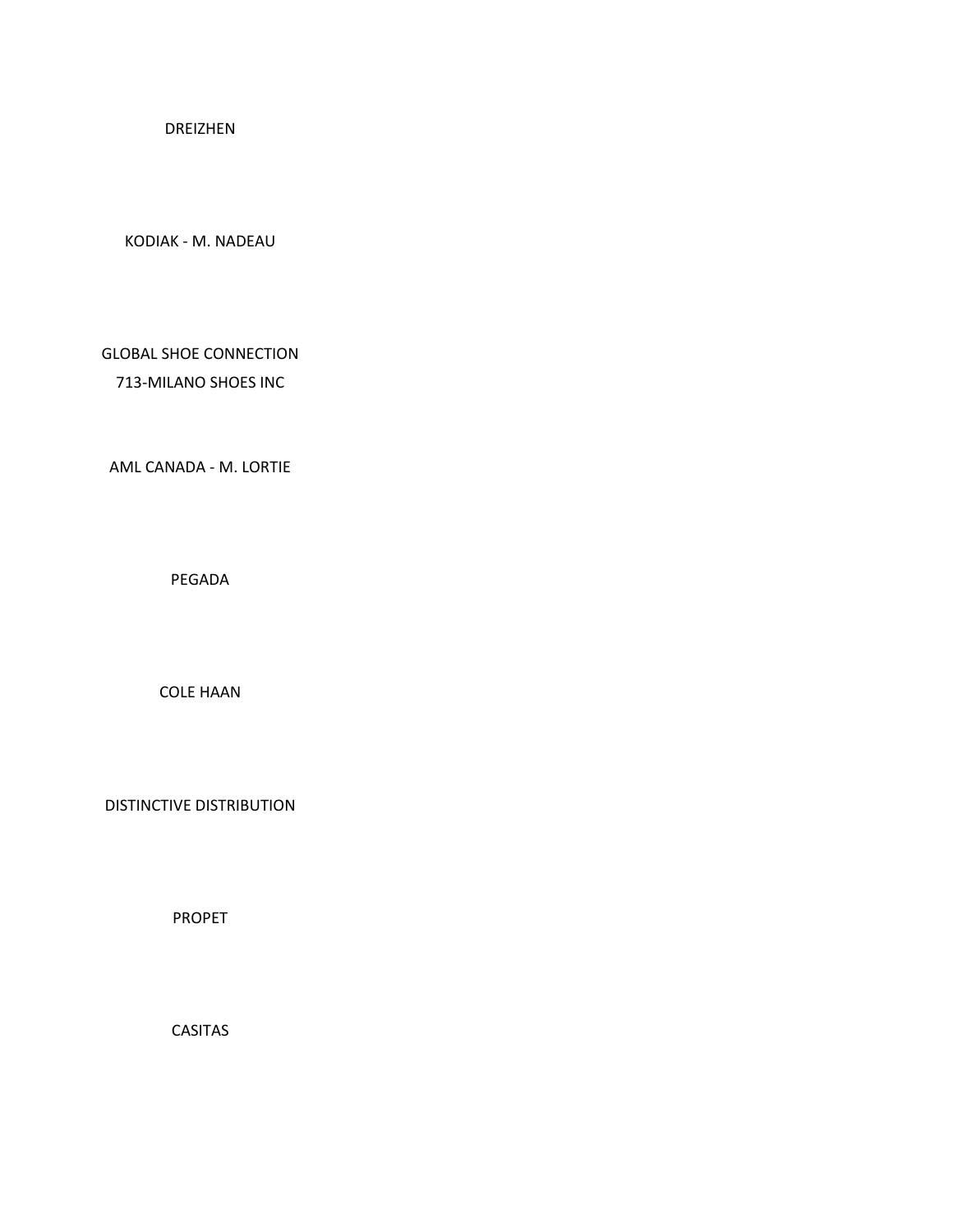DREIZHEN

KODIAK - M. NADEAU

GLOBAL SHOE CONNECTION
713-MILANO SHOES INC

AML CANADA - M. LORTIE

PEGADA

COLE HAAN

DISTINCTIVE DISTRIBUTION

PROPET

CASITAS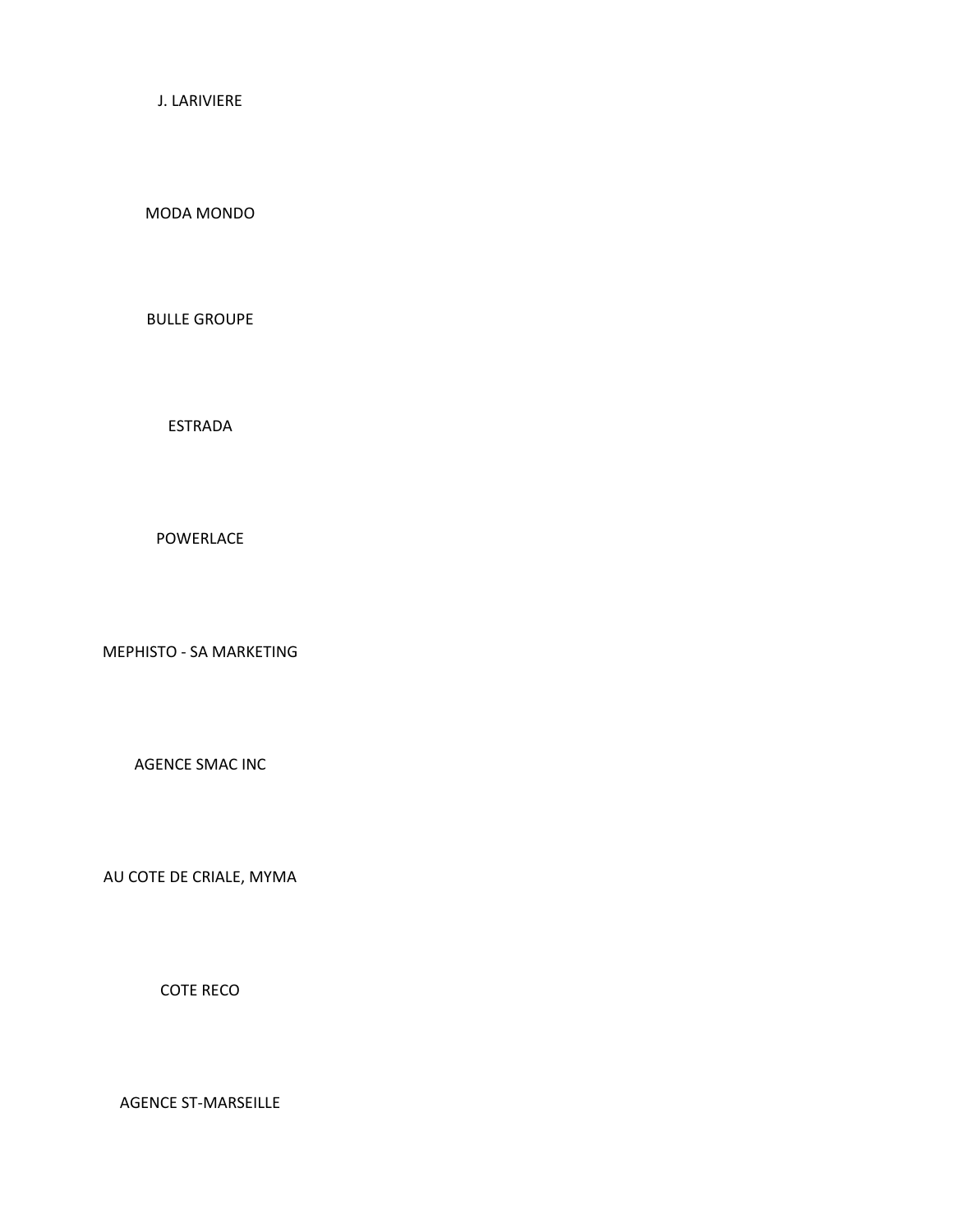J. LARIVIERE

MODA MONDO

BULLE GROUPE

ESTRADA

POWERLACE

MEPHISTO - SA MARKETING

AGENCE SMAC INC

AU COTE DE CRIALE, MYMA

COTE RECO

AGENCE ST-MARSEILLE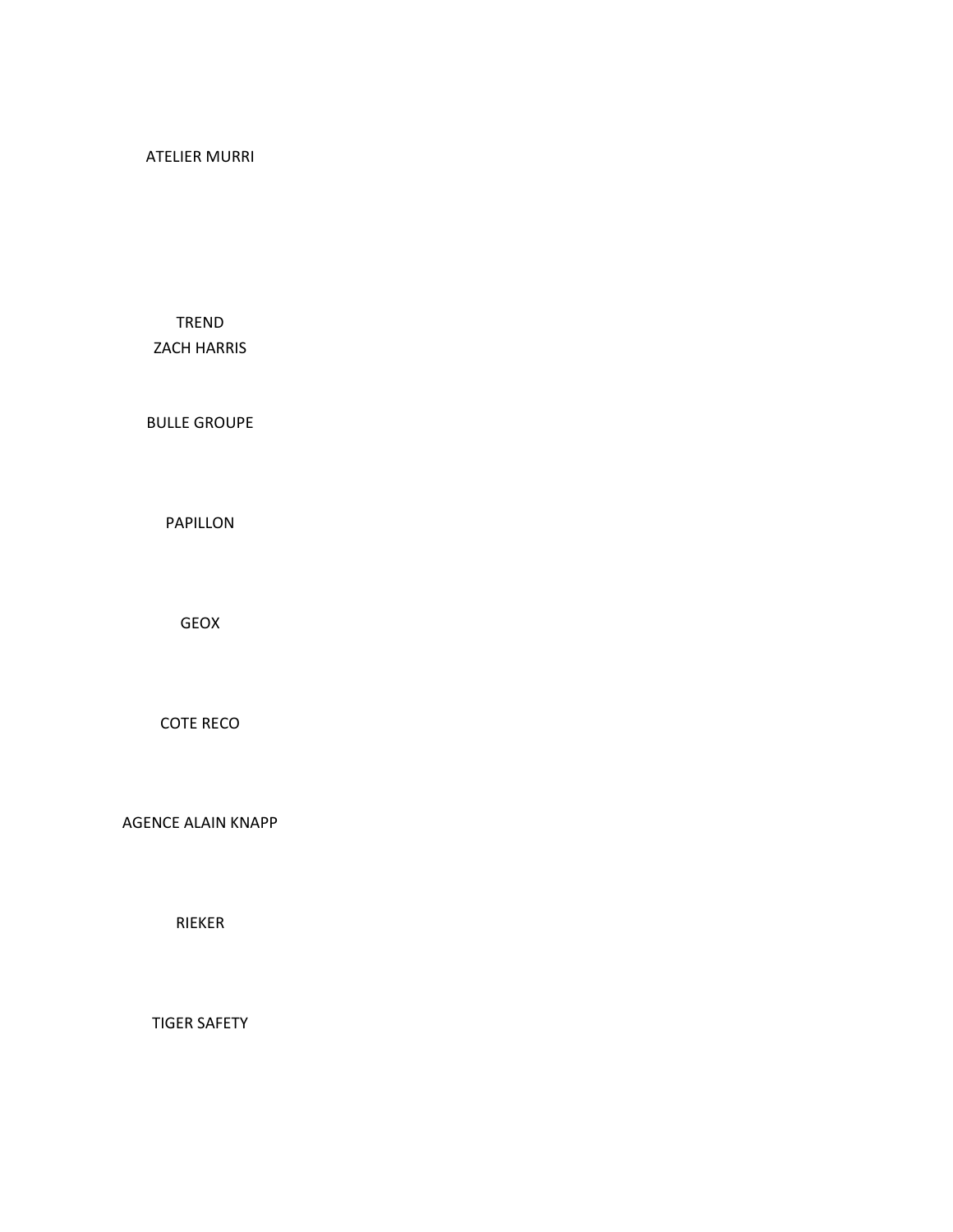ATELIER MURRI

TREND
ZACH HARRIS

BULLE GROUPE

PAPILLON

GEOX

COTE RECO

AGENCE ALAIN KNAPP

RIEKER

TIGER SAFETY